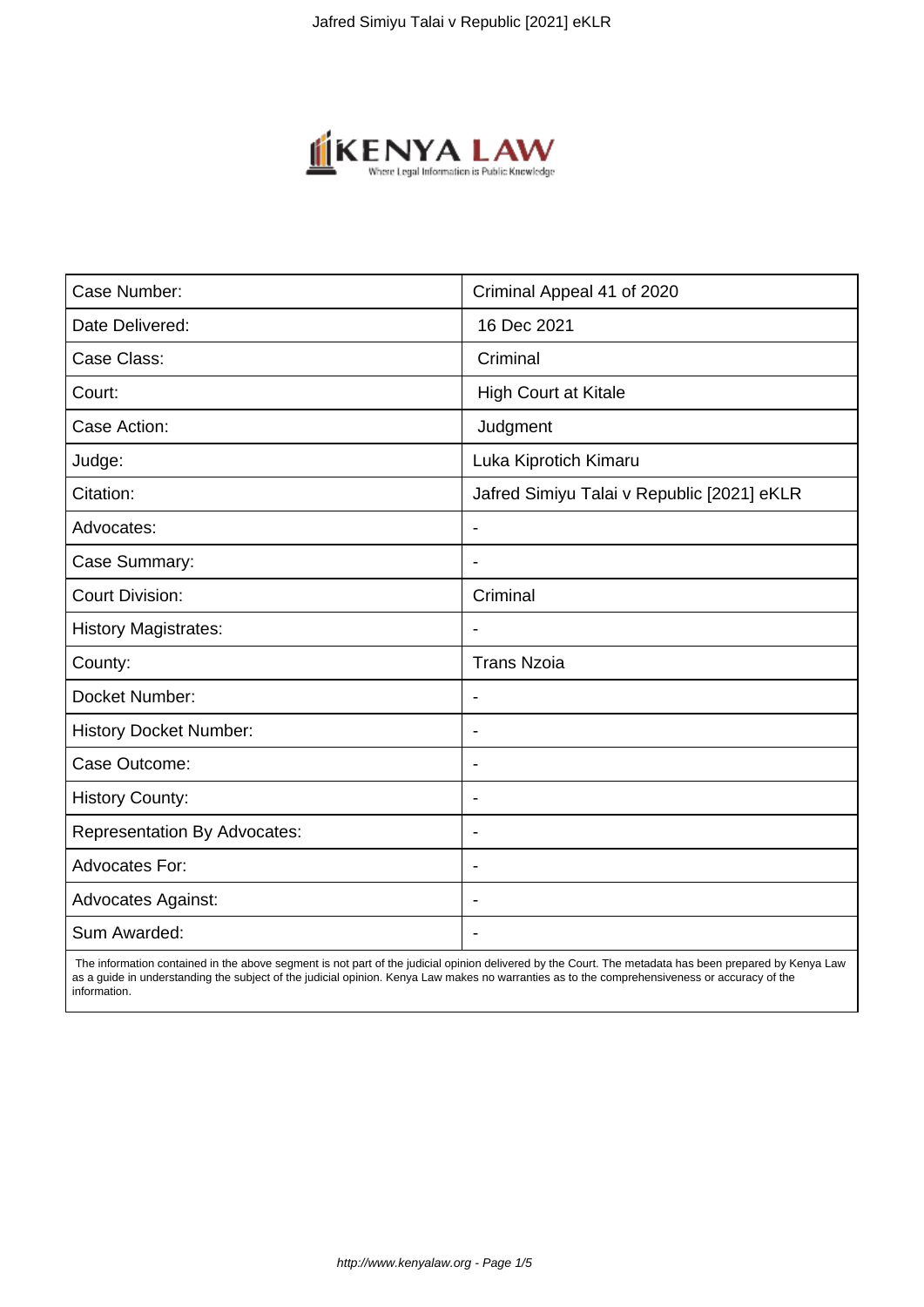| | |
|---|---|
| Case Number: | Criminal Appeal 41 of 2020 |
| Date Delivered: | 16 Dec 2021 |
| Case Class: | Criminal |
| Court: | High Court at Kitale |
| Case Action: | Judgment |
| Judge: | Luka Kiprotich Kimaru |
| Citation: | Jafred Simiyu Talai v Republic [2021] eKLR |
| Advocates: | - |
| Case Summary: | - |
| Court Division: | Criminal |
| History Magistrates: | - |
| County: | Trans Nzoia |
| Docket Number: | - |
| History Docket Number: | - |
| Case Outcome: | - |
| History County: | - |
| Representation By Advocates: | - |
| Advocates For: | - |
| Advocates Against: | - |
| Sum Awarded: | - |

The information contained in the above segment is not part of the judicial opinion delivered by the Court. The metadata has been prepared by Kenya Law as a guide in understanding the subject of the judicial opinion. Kenya Law makes no warranties as to the comprehensiveness or accuracy of the information.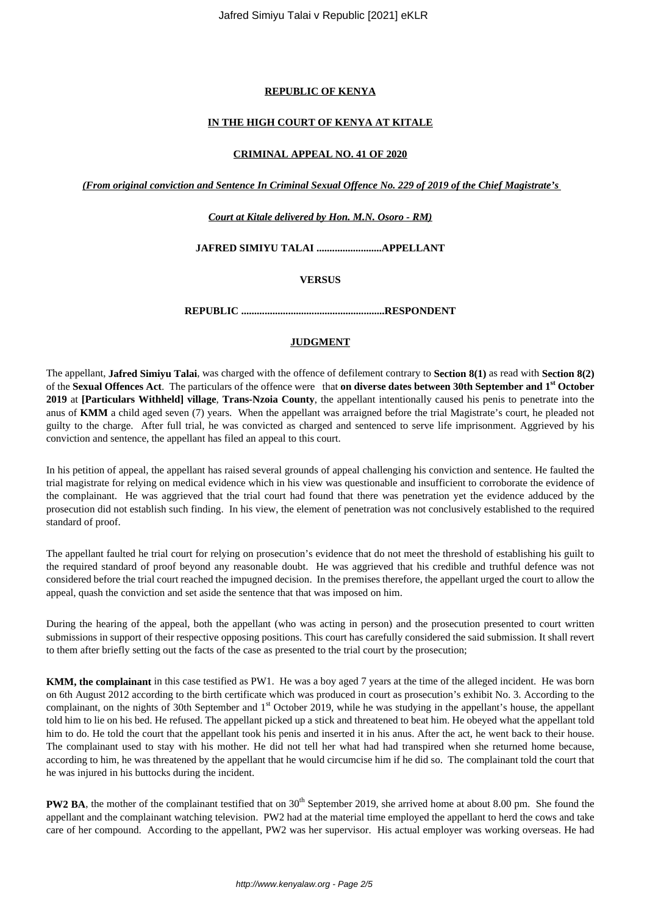**REPUBLIC OF KENYA**

**IN THE HIGH COURT OF KENYA AT KITALE**

**CRIMINAL APPEAL NO. 41 OF 2020**

***(From original conviction and Sentence In Criminal Sexual Offence No. 229 of 2019 of the Chief Magistrate's Court at Kitale delivered by Hon. M.N. Osoro - RM)***

**JAFRED SIMIYU TALAI .........................APPELLANT**

**VERSUS**

**REPUBLIC ......................................................RESPONDENT**

**JUDGMENT**

The appellant, **Jafred Simiyu Talai**, was charged with the offence of defilement contrary to **Section 8(1)** as read with **Section 8(2)** of the **Sexual Offences Act**. The particulars of the offence were that **on diverse dates between 30th September and 1st October 2019** at **[Particulars Withheld] village**, **Trans-Nzoia County**, the appellant intentionally caused his penis to penetrate into the anus of **KMM** a child aged seven (7) years. When the appellant was arraigned before the trial Magistrate's court, he pleaded not guilty to the charge. After full trial, he was convicted as charged and sentenced to serve life imprisonment. Aggrieved by his conviction and sentence, the appellant has filed an appeal to this court.

In his petition of appeal, the appellant has raised several grounds of appeal challenging his conviction and sentence. He faulted the trial magistrate for relying on medical evidence which in his view was questionable and insufficient to corroborate the evidence of the complainant. He was aggrieved that the trial court had found that there was penetration yet the evidence adduced by the prosecution did not establish such finding. In his view, the element of penetration was not conclusively established to the required standard of proof.

The appellant faulted he trial court for relying on prosecution's evidence that do not meet the threshold of establishing his guilt to the required standard of proof beyond any reasonable doubt. He was aggrieved that his credible and truthful defence was not considered before the trial court reached the impugned decision. In the premises therefore, the appellant urged the court to allow the appeal, quash the conviction and set aside the sentence that that was imposed on him.

During the hearing of the appeal, both the appellant (who was acting in person) and the prosecution presented to court written submissions in support of their respective opposing positions. This court has carefully considered the said submission. It shall revert to them after briefly setting out the facts of the case as presented to the trial court by the prosecution;

**KMM, the complainant** in this case testified as PW1. He was a boy aged 7 years at the time of the alleged incident. He was born on 6th August 2012 according to the birth certificate which was produced in court as prosecution's exhibit No. 3. According to the complainant, on the nights of 30th September and 1st October 2019, while he was studying in the appellant's house, the appellant told him to lie on his bed. He refused. The appellant picked up a stick and threatened to beat him. He obeyed what the appellant told him to do. He told the court that the appellant took his penis and inserted it in his anus. After the act, he went back to their house. The complainant used to stay with his mother. He did not tell her what had had transpired when she returned home because, according to him, he was threatened by the appellant that he would circumcise him if he did so. The complainant told the court that he was injured in his buttocks during the incident.

**PW2 BA**, the mother of the complainant testified that on 30th September 2019, she arrived home at about 8.00 pm. She found the appellant and the complainant watching television. PW2 had at the material time employed the appellant to herd the cows and take care of her compound. According to the appellant, PW2 was her supervisor. His actual employer was working overseas. He had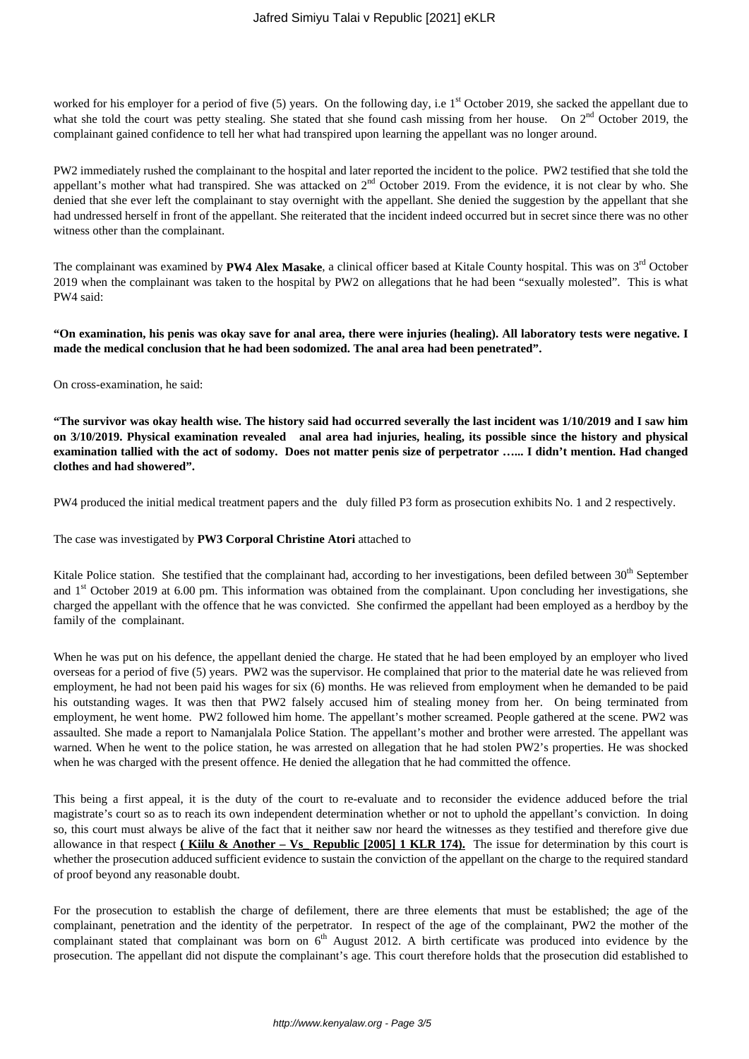worked for his employer for a period of five (5) years. On the following day, i.e 1st October 2019, she sacked the appellant due to what she told the court was petty stealing. She stated that she found cash missing from her house. On 2nd October 2019, the complainant gained confidence to tell her what had transpired upon learning the appellant was no longer around.

PW2 immediately rushed the complainant to the hospital and later reported the incident to the police. PW2 testified that she told the appellant's mother what had transpired. She was attacked on 2nd October 2019. From the evidence, it is not clear by who. She denied that she ever left the complainant to stay overnight with the appellant. She denied the suggestion by the appellant that she had undressed herself in front of the appellant. She reiterated that the incident indeed occurred but in secret since there was no other witness other than the complainant.

The complainant was examined by **PW4 Alex Masake**, a clinical officer based at Kitale County hospital. This was on 3rd October 2019 when the complainant was taken to the hospital by PW2 on allegations that he had been "sexually molested". This is what PW4 said:

**"On examination, his penis was okay save for anal area, there were injuries (healing). All laboratory tests were negative. I made the medical conclusion that he had been sodomized. The anal area had been penetrated".**

On cross-examination, he said:

**"The survivor was okay health wise. The history said had occurred severally the last incident was 1/10/2019 and I saw him on 3/10/2019. Physical examination revealed anal area had injuries, healing, its possible since the history and physical examination tallied with the act of sodomy. Does not matter penis size of perpetrator …... I didn't mention. Had changed clothes and had showered".**

PW4 produced the initial medical treatment papers and the duly filled P3 form as prosecution exhibits No. 1 and 2 respectively.

The case was investigated by **PW3 Corporal Christine Atori** attached to

Kitale Police station. She testified that the complainant had, according to her investigations, been defiled between 30th September and 1st October 2019 at 6.00 pm. This information was obtained from the complainant. Upon concluding her investigations, she charged the appellant with the offence that he was convicted. She confirmed the appellant had been employed as a herdboy by the family of the complainant.

When he was put on his defence, the appellant denied the charge. He stated that he had been employed by an employer who lived overseas for a period of five (5) years. PW2 was the supervisor. He complained that prior to the material date he was relieved from employment, he had not been paid his wages for six (6) months. He was relieved from employment when he demanded to be paid his outstanding wages. It was then that PW2 falsely accused him of stealing money from her. On being terminated from employment, he went home. PW2 followed him home. The appellant's mother screamed. People gathered at the scene. PW2 was assaulted. She made a report to Namanjalala Police Station. The appellant's mother and brother were arrested. The appellant was warned. When he went to the police station, he was arrested on allegation that he had stolen PW2's properties. He was shocked when he was charged with the present offence. He denied the allegation that he had committed the offence.

This being a first appeal, it is the duty of the court to re-evaluate and to reconsider the evidence adduced before the trial magistrate's court so as to reach its own independent determination whether or not to uphold the appellant's conviction. In doing so, this court must always be alive of the fact that it neither saw nor heard the witnesses as they testified and therefore give due allowance in that respect **(Kiilu & Another – Vs_ Republic [2005] 1 KLR 174).** The issue for determination by this court is whether the prosecution adduced sufficient evidence to sustain the conviction of the appellant on the charge to the required standard of proof beyond any reasonable doubt.

For the prosecution to establish the charge of defilement, there are three elements that must be established; the age of the complainant, penetration and the identity of the perpetrator. In respect of the age of the complainant, PW2 the mother of the complainant stated that complainant was born on 6th August 2012. A birth certificate was produced into evidence by the prosecution. The appellant did not dispute the complainant's age. This court therefore holds that the prosecution did established to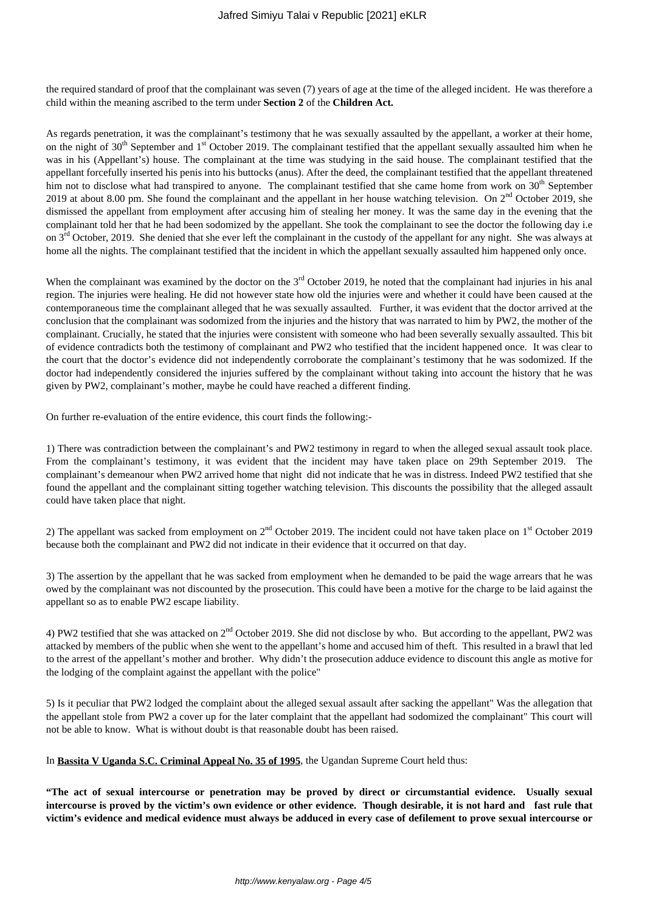the required standard of proof that the complainant was seven (7) years of age at the time of the alleged incident. He was therefore a child within the meaning ascribed to the term under **Section 2** of the **Children Act.**

As regards penetration, it was the complainant's testimony that he was sexually assaulted by the appellant, a worker at their home, on the night of 30th September and 1st October 2019. The complainant testified that the appellant sexually assaulted him when he was in his (Appellant's) house. The complainant at the time was studying in the said house. The complainant testified that the appellant forcefully inserted his penis into his buttocks (anus). After the deed, the complainant testified that the appellant threatened him not to disclose what had transpired to anyone. The complainant testified that she came home from work on 30th September 2019 at about 8.00 pm. She found the complainant and the appellant in her house watching television. On 2nd October 2019, she dismissed the appellant from employment after accusing him of stealing her money. It was the same day in the evening that the complainant told her that he had been sodomized by the appellant. She took the complainant to see the doctor the following day i.e on 3rd October, 2019. She denied that she ever left the complainant in the custody of the appellant for any night. She was always at home all the nights. The complainant testified that the incident in which the appellant sexually assaulted him happened only once.

When the complainant was examined by the doctor on the 3rd October 2019, he noted that the complainant had injuries in his anal region. The injuries were healing. He did not however state how old the injuries were and whether it could have been caused at the contemporaneous time the complainant alleged that he was sexually assaulted. Further, it was evident that the doctor arrived at the conclusion that the complainant was sodomized from the injuries and the history that was narrated to him by PW2, the mother of the complainant. Crucially, he stated that the injuries were consistent with someone who had been severally sexually assaulted. This bit of evidence contradicts both the testimony of complainant and PW2 who testified that the incident happened once. It was clear to the court that the doctor's evidence did not independently corroborate the complainant's testimony that he was sodomized. If the doctor had independently considered the injuries suffered by the complainant without taking into account the history that he was given by PW2, complainant's mother, maybe he could have reached a different finding.

On further re-evaluation of the entire evidence, this court finds the following:-

1) There was contradiction between the complainant's and PW2 testimony in regard to when the alleged sexual assault took place. From the complainant's testimony, it was evident that the incident may have taken place on 29th September 2019. The complainant's demeanour when PW2 arrived home that night did not indicate that he was in distress. Indeed PW2 testified that she found the appellant and the complainant sitting together watching television. This discounts the possibility that the alleged assault could have taken place that night.

2) The appellant was sacked from employment on 2nd October 2019. The incident could not have taken place on 1st October 2019 because both the complainant and PW2 did not indicate in their evidence that it occurred on that day.

3) The assertion by the appellant that he was sacked from employment when he demanded to be paid the wage arrears that he was owed by the complainant was not discounted by the prosecution. This could have been a motive for the charge to be laid against the appellant so as to enable PW2 escape liability.

4) PW2 testified that she was attacked on 2nd October 2019. She did not disclose by who. But according to the appellant, PW2 was attacked by members of the public when she went to the appellant's home and accused him of theft. This resulted in a brawl that led to the arrest of the appellant's mother and brother. Why didn't the prosecution adduce evidence to discount this angle as motive for the lodging of the complaint against the appellant with the police"

5) Is it peculiar that PW2 lodged the complaint about the alleged sexual assault after sacking the appellant" Was the allegation that the appellant stole from PW2 a cover up for the later complaint that the appellant had sodomized the complainant" This court will not be able to know. What is without doubt is that reasonable doubt has been raised.

In **Bassita V Uganda S.C. Criminal Appeal No. 35 of 1995**, the Ugandan Supreme Court held thus:

**"The act of sexual intercourse or penetration may be proved by direct or circumstantial evidence. Usually sexual intercourse is proved by the victim's own evidence or other evidence. Though desirable, it is not hard and fast rule that victim's evidence and medical evidence must always be adduced in every case of defilement to prove sexual intercourse or**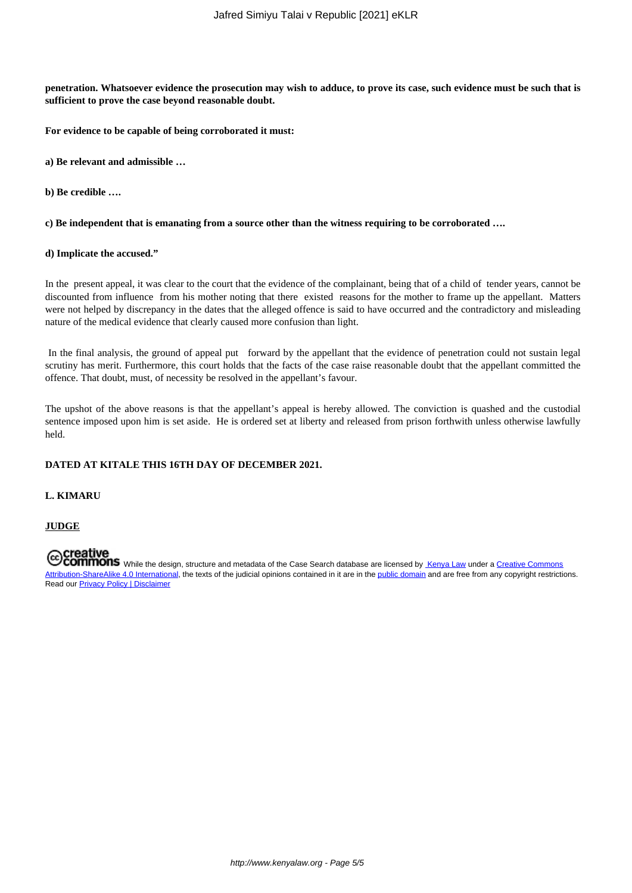**penetration. Whatsoever evidence the prosecution may wish to adduce, to prove its case, such evidence must be such that is sufficient to prove the case beyond reasonable doubt.**

**For evidence to be capable of being corroborated it must:**

**a) Be relevant and admissible …**

**b) Be credible ….**

**c) Be independent that is emanating from a source other than the witness requiring to be corroborated ….**

**d) Implicate the accused."**

In the present appeal, it was clear to the court that the evidence of the complainant, being that of a child of tender years, cannot be discounted from influence from his mother noting that there existed reasons for the mother to frame up the appellant. Matters were not helped by discrepancy in the dates that the alleged offence is said to have occurred and the contradictory and misleading nature of the medical evidence that clearly caused more confusion than light.

In the final analysis, the ground of appeal put forward by the appellant that the evidence of penetration could not sustain legal scrutiny has merit. Furthermore, this court holds that the facts of the case raise reasonable doubt that the appellant committed the offence. That doubt, must, of necessity be resolved in the appellant's favour.

The upshot of the above reasons is that the appellant's appeal is hereby allowed. The conviction is quashed and the custodial sentence imposed upon him is set aside. He is ordered set at liberty and released from prison forthwith unless otherwise lawfully held.

**DATED AT KITALE THIS 16TH DAY OF DECEMBER 2021.**

**L. KIMARU**

**JUDGE**

While the design, structure and metadata of the Case Search database are licensed by Kenya Law under a Creative Commons Attribution-ShareAlike 4.0 International, the texts of the judicial opinions contained in it are in the public domain and are free from any copyright restrictions. Read our Privacy Policy | Disclaimer